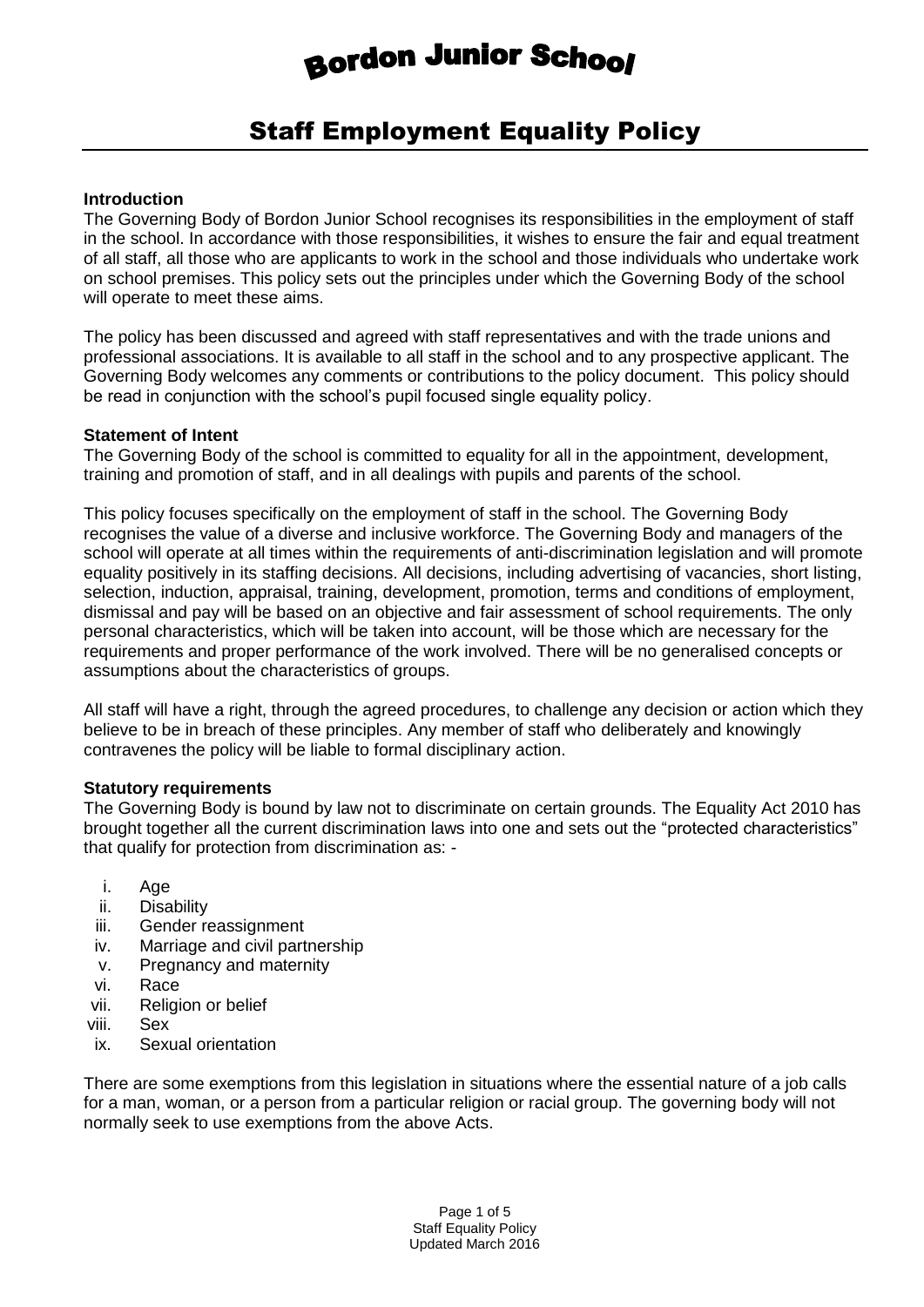# Bordon Junior School

## Staff Employment Equality Policy

**Introduction**

The Governing Body of Bordon Junior School recognises its responsibilities in the employment of staff in the school. In accordance with those responsibilities, it wishes to ensure the fair and equal treatment of all staff, all those who are applicants to work in the school and those individuals who undertake work on school premises. This policy sets out the principles under which the Governing Body of the school will operate to meet these aims.

The policy has been discussed and agreed with staff representatives and with the trade unions and professional associations. It is available to all staff in the school and to any prospective applicant. The Governing Body welcomes any comments or contributions to the policy document. This policy should be read in conjunction with the school's pupil focused single equality policy.

**Statement of Intent**

The Governing Body of the school is committed to equality for all in the appointment, development, training and promotion of staff, and in all dealings with pupils and parents of the school.

This policy focuses specifically on the employment of staff in the school. The Governing Body recognises the value of a diverse and inclusive workforce. The Governing Body and managers of the school will operate at all times within the requirements of anti-discrimination legislation and will promote equality positively in its staffing decisions. All decisions, including advertising of vacancies, short listing, selection, induction, appraisal, training, development, promotion, terms and conditions of employment, dismissal and pay will be based on an objective and fair assessment of school requirements. The only personal characteristics, which will be taken into account, will be those which are necessary for the requirements and proper performance of the work involved. There will be no generalised concepts or assumptions about the characteristics of groups.

All staff will have a right, through the agreed procedures, to challenge any decision or action which they believe to be in breach of these principles. Any member of staff who deliberately and knowingly contravenes the policy will be liable to formal disciplinary action.

**Statutory requirements**

The Governing Body is bound by law not to discriminate on certain grounds. The Equality Act 2010 has brought together all the current discrimination laws into one and sets out the "protected characteristics" that qualify for protection from discrimination as: -

i. Age
ii. Disability
iii. Gender reassignment
iv. Marriage and civil partnership
v. Pregnancy and maternity
vi. Race
vii. Religion or belief
viii. Sex
ix. Sexual orientation

There are some exemptions from this legislation in situations where the essential nature of a job calls for a man, woman, or a person from a particular religion or racial group. The governing body will not normally seek to use exemptions from the above Acts.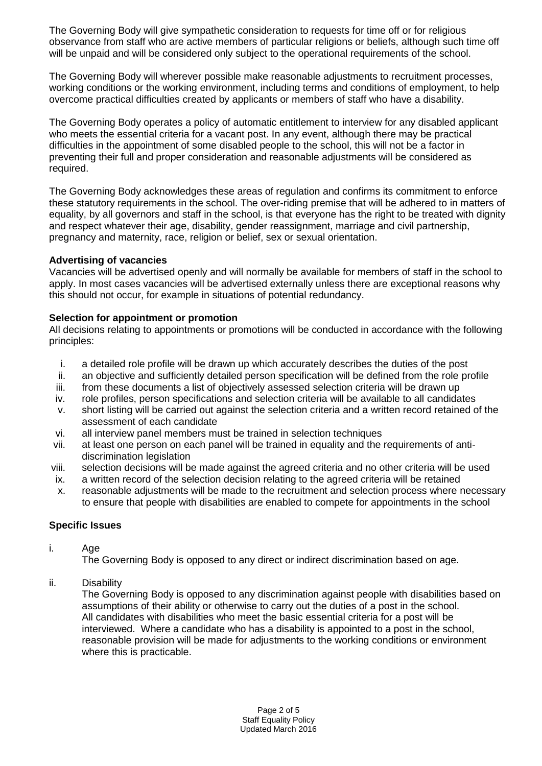The Governing Body will give sympathetic consideration to requests for time off or for religious observance from staff who are active members of particular religions or beliefs, although such time off will be unpaid and will be considered only subject to the operational requirements of the school.

The Governing Body will wherever possible make reasonable adjustments to recruitment processes, working conditions or the working environment, including terms and conditions of employment, to help overcome practical difficulties created by applicants or members of staff who have a disability.

The Governing Body operates a policy of automatic entitlement to interview for any disabled applicant who meets the essential criteria for a vacant post. In any event, although there may be practical difficulties in the appointment of some disabled people to the school, this will not be a factor in preventing their full and proper consideration and reasonable adjustments will be considered as required.

The Governing Body acknowledges these areas of regulation and confirms its commitment to enforce these statutory requirements in the school. The over-riding premise that will be adhered to in matters of equality, by all governors and staff in the school, is that everyone has the right to be treated with dignity and respect whatever their age, disability, gender reassignment, marriage and civil partnership, pregnancy and maternity, race, religion or belief, sex or sexual orientation.

**Advertising of vacancies**

Vacancies will be advertised openly and will normally be available for members of staff in the school to apply. In most cases vacancies will be advertised externally unless there are exceptional reasons why this should not occur, for example in situations of potential redundancy.

**Selection for appointment or promotion**

All decisions relating to appointments or promotions will be conducted in accordance with the following principles:

i. a detailed role profile will be drawn up which accurately describes the duties of the post
ii. an objective and sufficiently detailed person specification will be defined from the role profile
iii. from these documents a list of objectively assessed selection criteria will be drawn up
iv. role profiles, person specifications and selection criteria will be available to all candidates
v. short listing will be carried out against the selection criteria and a written record retained of the assessment of each candidate
vi. all interview panel members must be trained in selection techniques
vii. at least one person on each panel will be trained in equality and the requirements of anti-discrimination legislation
viii. selection decisions will be made against the agreed criteria and no other criteria will be used
ix. a written record of the selection decision relating to the agreed criteria will be retained
x. reasonable adjustments will be made to the recruitment and selection process where necessary to ensure that people with disabilities are enabled to compete for appointments in the school

**Specific Issues**

i. Age

The Governing Body is opposed to any direct or indirect discrimination based on age.

ii. Disability

The Governing Body is opposed to any discrimination against people with disabilities based on assumptions of their ability or otherwise to carry out the duties of a post in the school. All candidates with disabilities who meet the basic essential criteria for a post will be interviewed. Where a candidate who has a disability is appointed to a post in the school, reasonable provision will be made for adjustments to the working conditions or environment where this is practicable.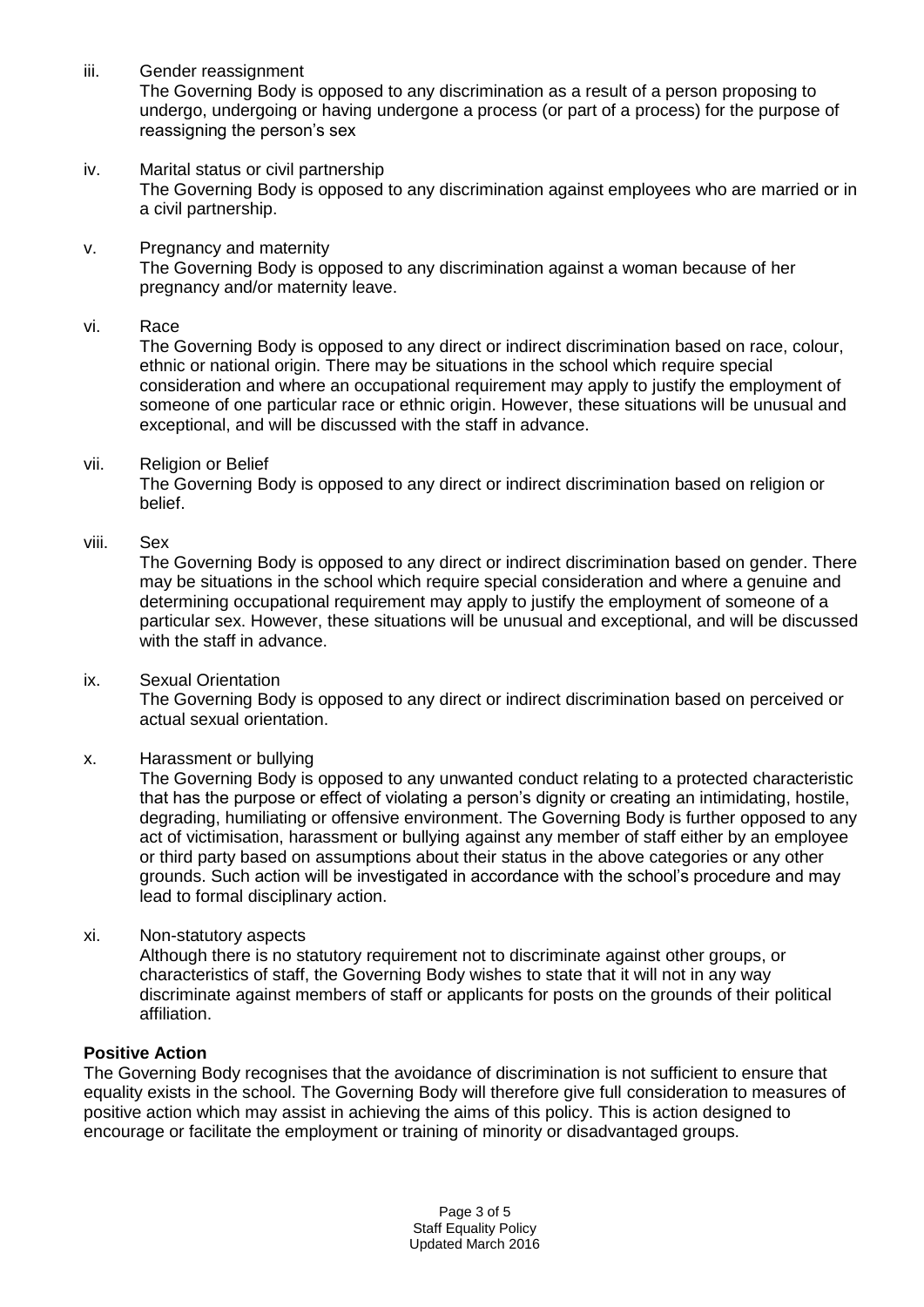iii. Gender reassignment
The Governing Body is opposed to any discrimination as a result of a person proposing to undergo, undergoing or having undergone a process (or part of a process) for the purpose of reassigning the person's sex

iv. Marital status or civil partnership
The Governing Body is opposed to any discrimination against employees who are married or in a civil partnership.

v. Pregnancy and maternity
The Governing Body is opposed to any discrimination against a woman because of her pregnancy and/or maternity leave.

vi. Race
The Governing Body is opposed to any direct or indirect discrimination based on race, colour, ethnic or national origin. There may be situations in the school which require special consideration and where an occupational requirement may apply to justify the employment of someone of one particular race or ethnic origin. However, these situations will be unusual and exceptional, and will be discussed with the staff in advance.

vii. Religion or Belief
The Governing Body is opposed to any direct or indirect discrimination based on religion or belief.

viii. Sex
The Governing Body is opposed to any direct or indirect discrimination based on gender. There may be situations in the school which require special consideration and where a genuine and determining occupational requirement may apply to justify the employment of someone of a particular sex. However, these situations will be unusual and exceptional, and will be discussed with the staff in advance.

ix. Sexual Orientation
The Governing Body is opposed to any direct or indirect discrimination based on perceived or actual sexual orientation.

x. Harassment or bullying
The Governing Body is opposed to any unwanted conduct relating to a protected characteristic that has the purpose or effect of violating a person's dignity or creating an intimidating, hostile, degrading, humiliating or offensive environment. The Governing Body is further opposed to any act of victimisation, harassment or bullying against any member of staff either by an employee or third party based on assumptions about their status in the above categories or any other grounds. Such action will be investigated in accordance with the school's procedure and may lead to formal disciplinary action.

xi. Non-statutory aspects
Although there is no statutory requirement not to discriminate against other groups, or characteristics of staff, the Governing Body wishes to state that it will not in any way discriminate against members of staff or applicants for posts on the grounds of their political affiliation.

**Positive Action**

The Governing Body recognises that the avoidance of discrimination is not sufficient to ensure that equality exists in the school. The Governing Body will therefore give full consideration to measures of positive action which may assist in achieving the aims of this policy. This is action designed to encourage or facilitate the employment or training of minority or disadvantaged groups.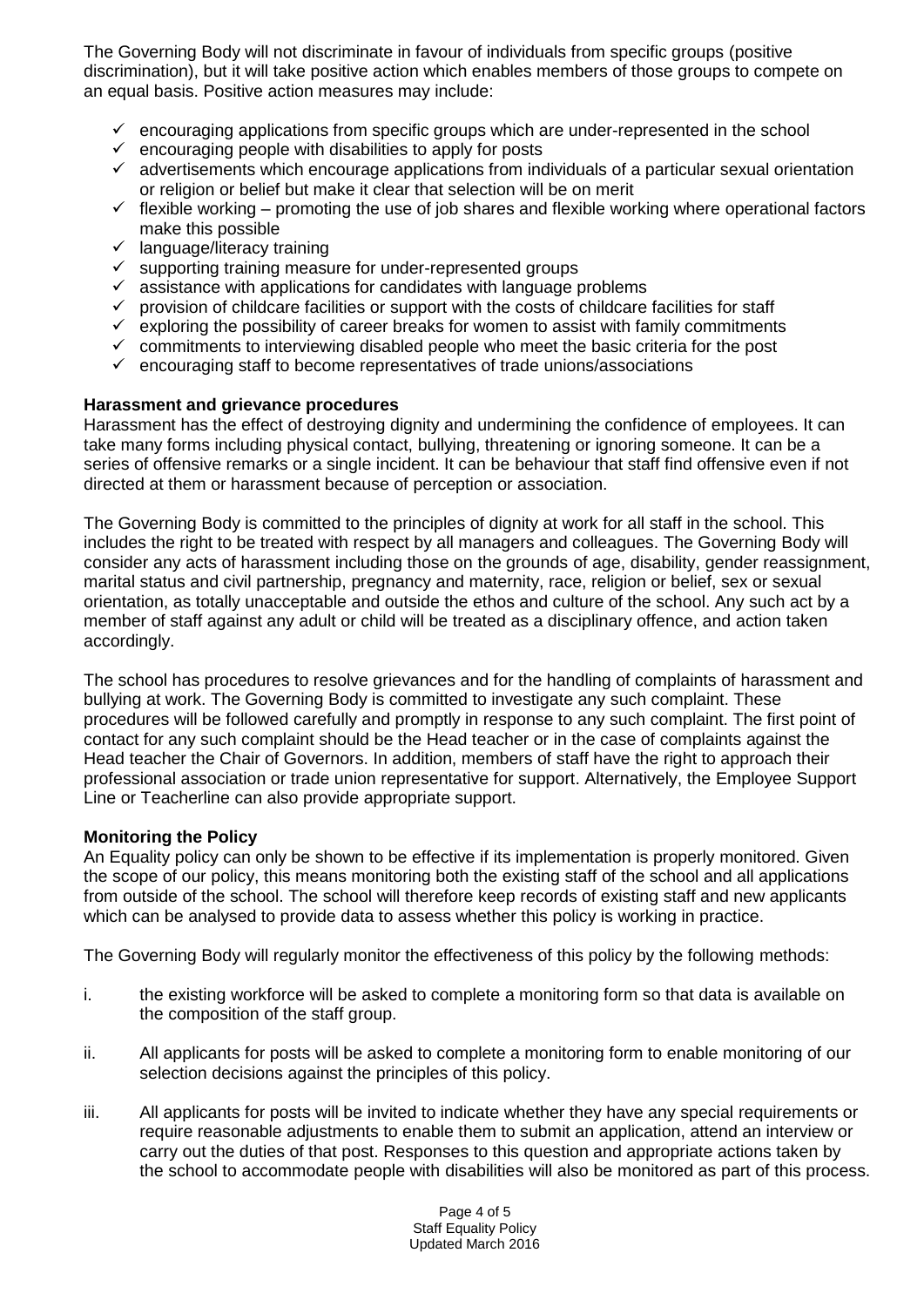The Governing Body will not discriminate in favour of individuals from specific groups (positive discrimination), but it will take positive action which enables members of those groups to compete on an equal basis. Positive action measures may include:

- ✓ encouraging applications from specific groups which are under-represented in the school
- ✓ encouraging people with disabilities to apply for posts
- ✓ advertisements which encourage applications from individuals of a particular sexual orientation or religion or belief but make it clear that selection will be on merit
- ✓ flexible working – promoting the use of job shares and flexible working where operational factors make this possible
- ✓ language/literacy training
- ✓ supporting training measure for under-represented groups
- ✓ assistance with applications for candidates with language problems
- ✓ provision of childcare facilities or support with the costs of childcare facilities for staff
- ✓ exploring the possibility of career breaks for women to assist with family commitments
- ✓ commitments to interviewing disabled people who meet the basic criteria for the post
- ✓ encouraging staff to become representatives of trade unions/associations

**Harassment and grievance procedures**

Harassment has the effect of destroying dignity and undermining the confidence of employees. It can take many forms including physical contact, bullying, threatening or ignoring someone. It can be a series of offensive remarks or a single incident. It can be behaviour that staff find offensive even if not directed at them or harassment because of perception or association.

The Governing Body is committed to the principles of dignity at work for all staff in the school. This includes the right to be treated with respect by all managers and colleagues. The Governing Body will consider any acts of harassment including those on the grounds of age, disability, gender reassignment, marital status and civil partnership, pregnancy and maternity, race, religion or belief, sex or sexual orientation, as totally unacceptable and outside the ethos and culture of the school. Any such act by a member of staff against any adult or child will be treated as a disciplinary offence, and action taken accordingly.

The school has procedures to resolve grievances and for the handling of complaints of harassment and bullying at work. The Governing Body is committed to investigate any such complaint. These procedures will be followed carefully and promptly in response to any such complaint. The first point of contact for any such complaint should be the Head teacher or in the case of complaints against the Head teacher the Chair of Governors. In addition, members of staff have the right to approach their professional association or trade union representative for support. Alternatively, the Employee Support Line or Teacherline can also provide appropriate support.

**Monitoring the Policy**

An Equality policy can only be shown to be effective if its implementation is properly monitored. Given the scope of our policy, this means monitoring both the existing staff of the school and all applications from outside of the school. The school will therefore keep records of existing staff and new applicants which can be analysed to provide data to assess whether this policy is working in practice.

The Governing Body will regularly monitor the effectiveness of this policy by the following methods:

i. the existing workforce will be asked to complete a monitoring form so that data is available on the composition of the staff group.

ii. All applicants for posts will be asked to complete a monitoring form to enable monitoring of our selection decisions against the principles of this policy.

iii. All applicants for posts will be invited to indicate whether they have any special requirements or require reasonable adjustments to enable them to submit an application, attend an interview or carry out the duties of that post. Responses to this question and appropriate actions taken by the school to accommodate people with disabilities will also be monitored as part of this process.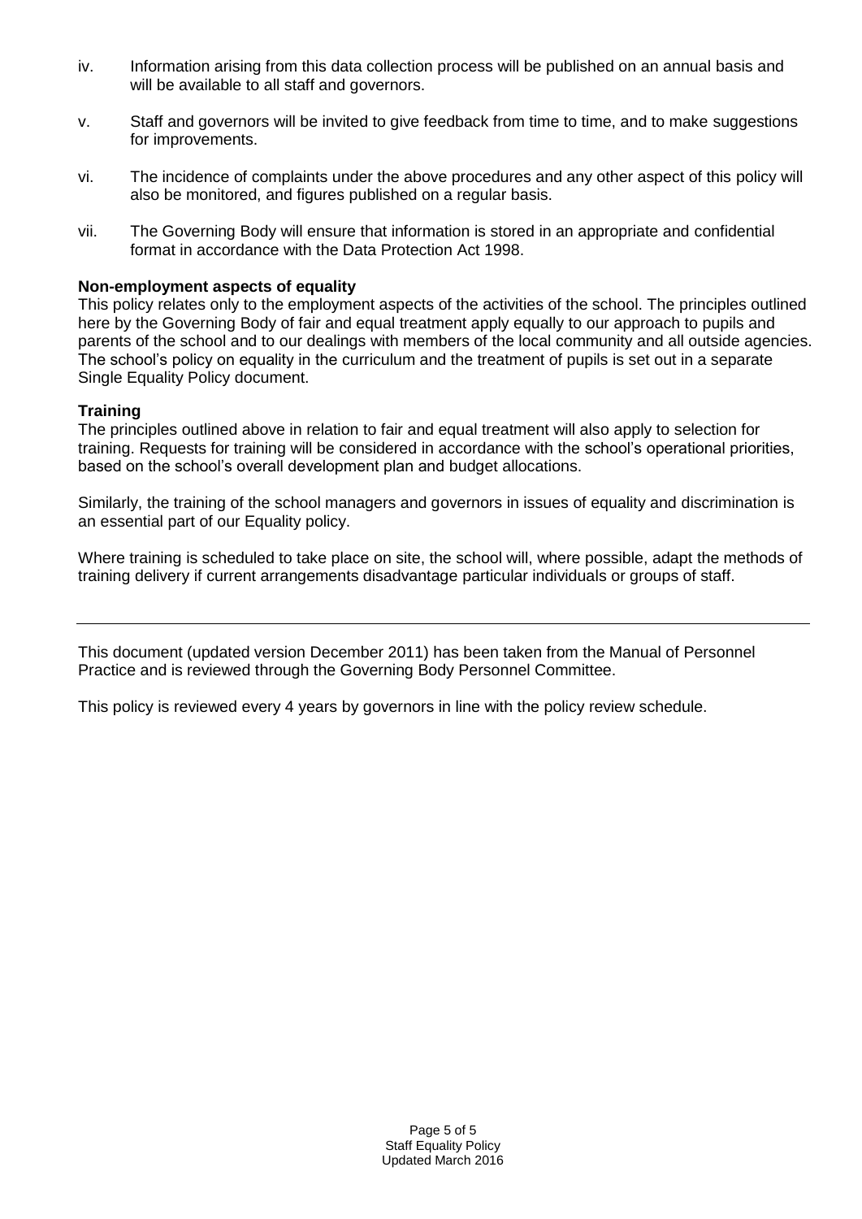iv. Information arising from this data collection process will be published on an annual basis and will be available to all staff and governors.

v. Staff and governors will be invited to give feedback from time to time, and to make suggestions for improvements.

vi. The incidence of complaints under the above procedures and any other aspect of this policy will also be monitored, and figures published on a regular basis.

vii. The Governing Body will ensure that information is stored in an appropriate and confidential format in accordance with the Data Protection Act 1998.

**Non-employment aspects of equality**

This policy relates only to the employment aspects of the activities of the school. The principles outlined here by the Governing Body of fair and equal treatment apply equally to our approach to pupils and parents of the school and to our dealings with members of the local community and all outside agencies. The school's policy on equality in the curriculum and the treatment of pupils is set out in a separate Single Equality Policy document.

**Training**

The principles outlined above in relation to fair and equal treatment will also apply to selection for training. Requests for training will be considered in accordance with the school's operational priorities, based on the school's overall development plan and budget allocations.

Similarly, the training of the school managers and governors in issues of equality and discrimination is an essential part of our Equality policy.

Where training is scheduled to take place on site, the school will, where possible, adapt the methods of training delivery if current arrangements disadvantage particular individuals or groups of staff.

---

This document (updated version December 2011) has been taken from the Manual of Personnel Practice and is reviewed through the Governing Body Personnel Committee.

This policy is reviewed every 4 years by governors in line with the policy review schedule.